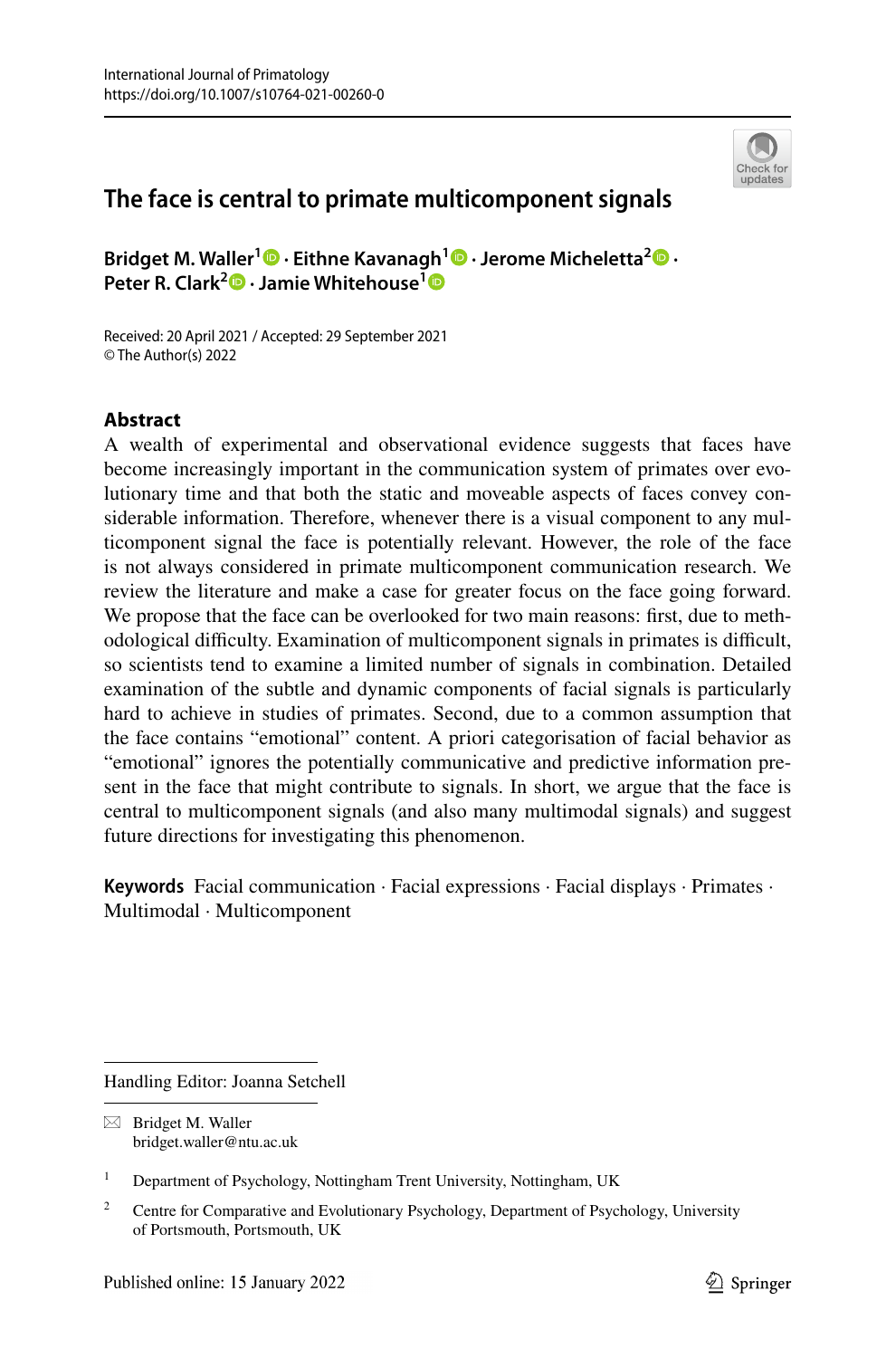# The face is central to primate multicomponent signals

**Bridget M. Waller[1] · Eithne Kavanagh[1] · Jerome Micheletta[2] · Peter R. Clark[2] · Jamie Whitehouse[1]**

Received: 20 April 2021 / Accepted: 29 September 2021
© The Author(s) 2022

## Abstract

A wealth of experimental and observational evidence suggests that faces have become increasingly important in the communication system of primates over evolutionary time and that both the static and moveable aspects of faces convey considerable information. Therefore, whenever there is a visual component to any multicomponent signal the face is potentially relevant. However, the role of the face is not always considered in primate multicomponent communication research. We review the literature and make a case for greater focus on the face going forward. We propose that the face can be overlooked for two main reasons: first, due to methodological difficulty. Examination of multicomponent signals in primates is difficult, so scientists tend to examine a limited number of signals in combination. Detailed examination of the subtle and dynamic components of facial signals is particularly hard to achieve in studies of primates. Second, due to a common assumption that the face contains "emotional" content. A priori categorisation of facial behavior as "emotional" ignores the potentially communicative and predictive information present in the face that might contribute to signals. In short, we argue that the face is central to multicomponent signals (and also many multimodal signals) and suggest future directions for investigating this phenomenon.

**Keywords** Facial communication · Facial expressions · Facial displays · Primates · Multimodal · Multicomponent

Handling Editor: Joanna Setchell

✉ Bridget M. Waller
bridget.waller@ntu.ac.uk

[1] Department of Psychology, Nottingham Trent University, Nottingham, UK

[2] Centre for Comparative and Evolutionary Psychology, Department of Psychology, University of Portsmouth, Portsmouth, UK

Published online: 15 January 2022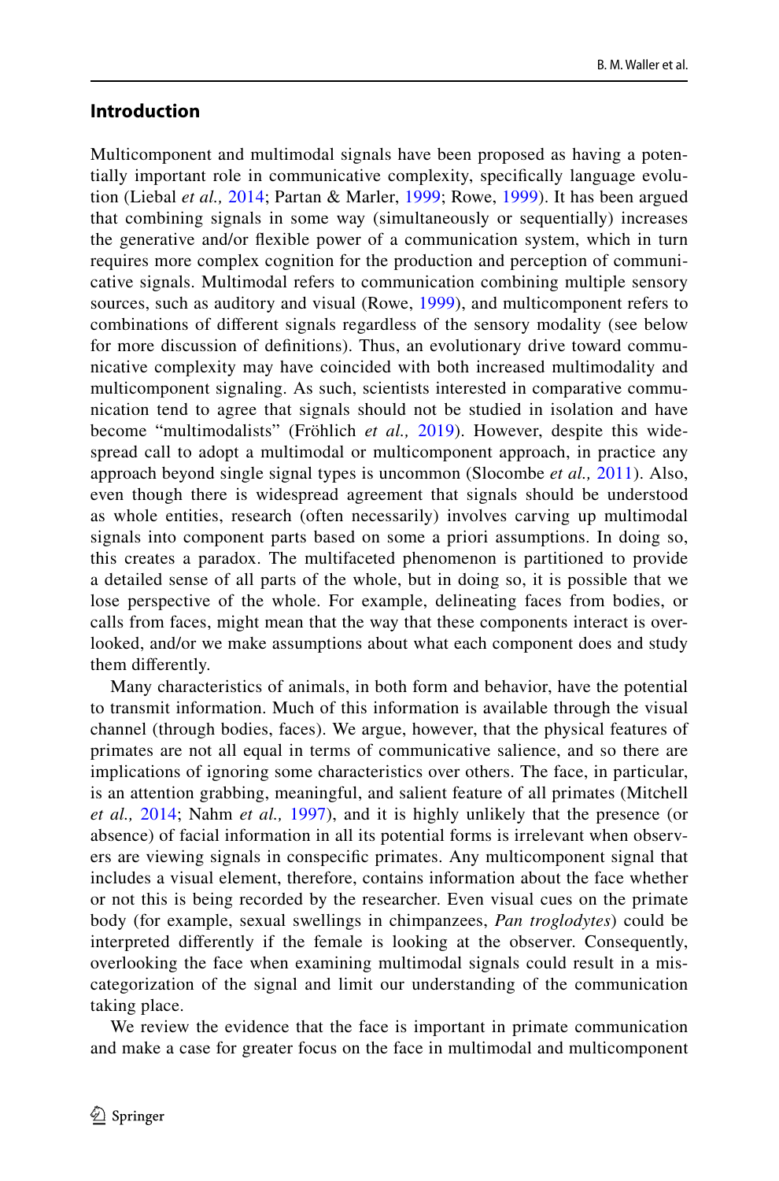## Introduction

Multicomponent and multimodal signals have been proposed as having a potentially important role in communicative complexity, specifically language evolution (Liebal *et al.,* 2014; Partan & Marler, 1999; Rowe, 1999). It has been argued that combining signals in some way (simultaneously or sequentially) increases the generative and/or flexible power of a communication system, which in turn requires more complex cognition for the production and perception of communicative signals. Multimodal refers to communication combining multiple sensory sources, such as auditory and visual (Rowe, 1999), and multicomponent refers to combinations of different signals regardless of the sensory modality (see below for more discussion of definitions). Thus, an evolutionary drive toward communicative complexity may have coincided with both increased multimodality and multicomponent signaling. As such, scientists interested in comparative communication tend to agree that signals should not be studied in isolation and have become "multimodalists" (Fröhlich *et al.,* 2019). However, despite this widespread call to adopt a multimodal or multicomponent approach, in practice any approach beyond single signal types is uncommon (Slocombe *et al.,* 2011). Also, even though there is widespread agreement that signals should be understood as whole entities, research (often necessarily) involves carving up multimodal signals into component parts based on some a priori assumptions. In doing so, this creates a paradox. The multifaceted phenomenon is partitioned to provide a detailed sense of all parts of the whole, but in doing so, it is possible that we lose perspective of the whole. For example, delineating faces from bodies, or calls from faces, might mean that the way that these components interact is overlooked, and/or we make assumptions about what each component does and study them differently.

Many characteristics of animals, in both form and behavior, have the potential to transmit information. Much of this information is available through the visual channel (through bodies, faces). We argue, however, that the physical features of primates are not all equal in terms of communicative salience, and so there are implications of ignoring some characteristics over others. The face, in particular, is an attention grabbing, meaningful, and salient feature of all primates (Mitchell *et al.,* 2014; Nahm *et al.,* 1997), and it is highly unlikely that the presence (or absence) of facial information in all its potential forms is irrelevant when observers are viewing signals in conspecific primates. Any multicomponent signal that includes a visual element, therefore, contains information about the face whether or not this is being recorded by the researcher. Even visual cues on the primate body (for example, sexual swellings in chimpanzees, *Pan troglodytes*) could be interpreted differently if the female is looking at the observer. Consequently, overlooking the face when examining multimodal signals could result in a miscategorization of the signal and limit our understanding of the communication taking place.

We review the evidence that the face is important in primate communication and make a case for greater focus on the face in multimodal and multicomponent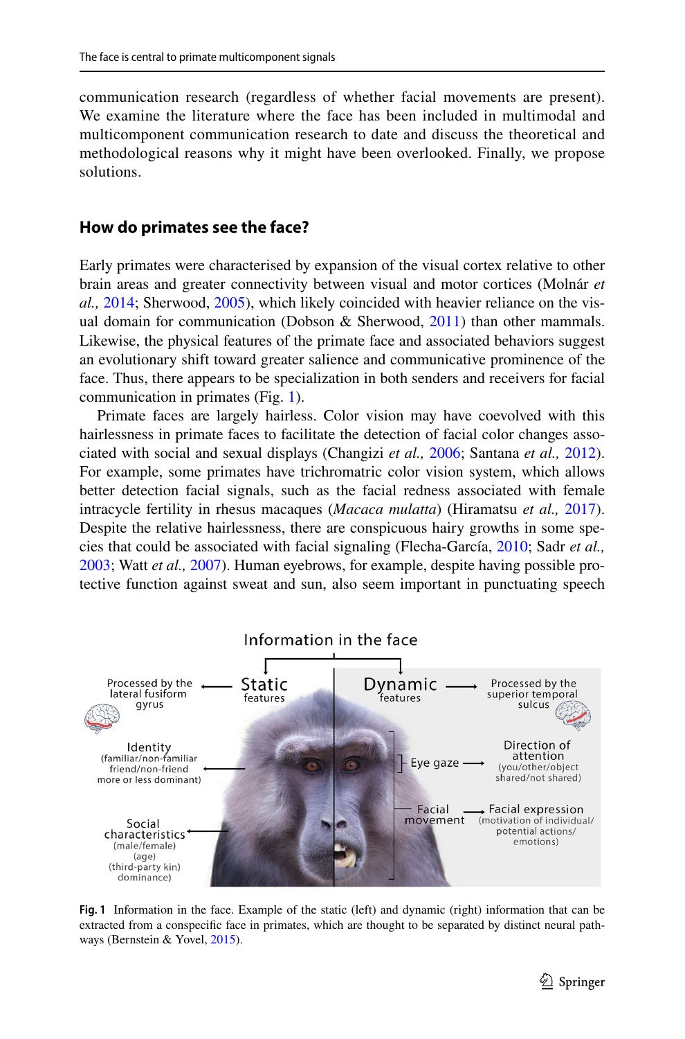communication research (regardless of whether facial movements are present). We examine the literature where the face has been included in multimodal and multicomponent communication research to date and discuss the theoretical and methodological reasons why it might have been overlooked. Finally, we propose solutions.

## How do primates see the face?

Early primates were characterised by expansion of the visual cortex relative to other brain areas and greater connectivity between visual and motor cortices (Molnár *et al.,* 2014; Sherwood, 2005), which likely coincided with heavier reliance on the visual domain for communication (Dobson & Sherwood, 2011) than other mammals. Likewise, the physical features of the primate face and associated behaviors suggest an evolutionary shift toward greater salience and communicative prominence of the face. Thus, there appears to be specialization in both senders and receivers for facial communication in primates (Fig. 1).

Primate faces are largely hairless. Color vision may have coevolved with this hairlessness in primate faces to facilitate the detection of facial color changes associated with social and sexual displays (Changizi *et al.,* 2006; Santana *et al.,* 2012). For example, some primates have trichromatic color vision system, which allows better detection facial signals, such as the facial redness associated with female intracycle fertility in rhesus macaques (*Macaca mulatta*) (Hiramatsu *et al.,* 2017). Despite the relative hairlessness, there are conspicuous hairy growths in some species that could be associated with facial signaling (Flecha-García, 2010; Sadr *et al.,* 2003; Watt *et al.,* 2007). Human eyebrows, for example, despite having possible protective function against sweat and sun, also seem important in punctuating speech

**Fig. 1** Information in the face. Example of the static (left) and dynamic (right) information that can be extracted from a conspecific face in primates, which are thought to be separated by distinct neural pathways (Bernstein & Yovel, 2015).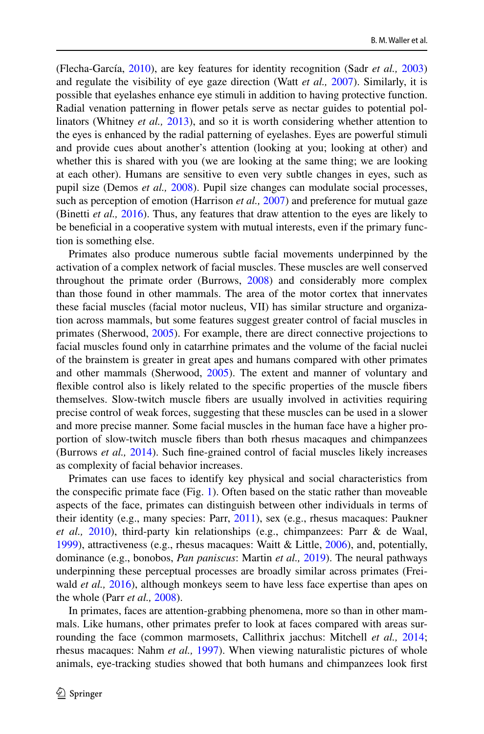(Flecha-García, 2010), are key features for identity recognition (Sadr *et al.,* 2003) and regulate the visibility of eye gaze direction (Watt *et al.,* 2007). Similarly, it is possible that eyelashes enhance eye stimuli in addition to having protective function. Radial venation patterning in flower petals serve as nectar guides to potential pollinators (Whitney *et al.,* 2013), and so it is worth considering whether attention to the eyes is enhanced by the radial patterning of eyelashes. Eyes are powerful stimuli and provide cues about another's attention (looking at you; looking at other) and whether this is shared with you (we are looking at the same thing; we are looking at each other). Humans are sensitive to even very subtle changes in eyes, such as pupil size (Demos *et al.,* 2008). Pupil size changes can modulate social processes, such as perception of emotion (Harrison *et al.,* 2007) and preference for mutual gaze (Binetti *et al.,* 2016). Thus, any features that draw attention to the eyes are likely to be beneficial in a cooperative system with mutual interests, even if the primary function is something else.

Primates also produce numerous subtle facial movements underpinned by the activation of a complex network of facial muscles. These muscles are well conserved throughout the primate order (Burrows, 2008) and considerably more complex than those found in other mammals. The area of the motor cortex that innervates these facial muscles (facial motor nucleus, VII) has similar structure and organization across mammals, but some features suggest greater control of facial muscles in primates (Sherwood, 2005). For example, there are direct connective projections to facial muscles found only in catarrhine primates and the volume of the facial nuclei of the brainstem is greater in great apes and humans compared with other primates and other mammals (Sherwood, 2005). The extent and manner of voluntary and flexible control also is likely related to the specific properties of the muscle fibers themselves. Slow-twitch muscle fibers are usually involved in activities requiring precise control of weak forces, suggesting that these muscles can be used in a slower and more precise manner. Some facial muscles in the human face have a higher proportion of slow-twitch muscle fibers than both rhesus macaques and chimpanzees (Burrows *et al.,* 2014). Such fine-grained control of facial muscles likely increases as complexity of facial behavior increases.

Primates can use faces to identify key physical and social characteristics from the conspecific primate face (Fig. 1). Often based on the static rather than moveable aspects of the face, primates can distinguish between other individuals in terms of their identity (e.g., many species: Parr, 2011), sex (e.g., rhesus macaques: Paukner *et al.,* 2010), third-party kin relationships (e.g., chimpanzees: Parr & de Waal, 1999), attractiveness (e.g., rhesus macaques: Waitt & Little, 2006), and, potentially, dominance (e.g., bonobos, *Pan paniscus*: Martin *et al.,* 2019). The neural pathways underpinning these perceptual processes are broadly similar across primates (Freiwald *et al.,* 2016), although monkeys seem to have less face expertise than apes on the whole (Parr *et al.,* 2008).

In primates, faces are attention-grabbing phenomena, more so than in other mammals. Like humans, other primates prefer to look at faces compared with areas surrounding the face (common marmosets, Callithrix jacchus: Mitchell *et al.,* 2014; rhesus macaques: Nahm *et al.,* 1997). When viewing naturalistic pictures of whole animals, eye-tracking studies showed that both humans and chimpanzees look first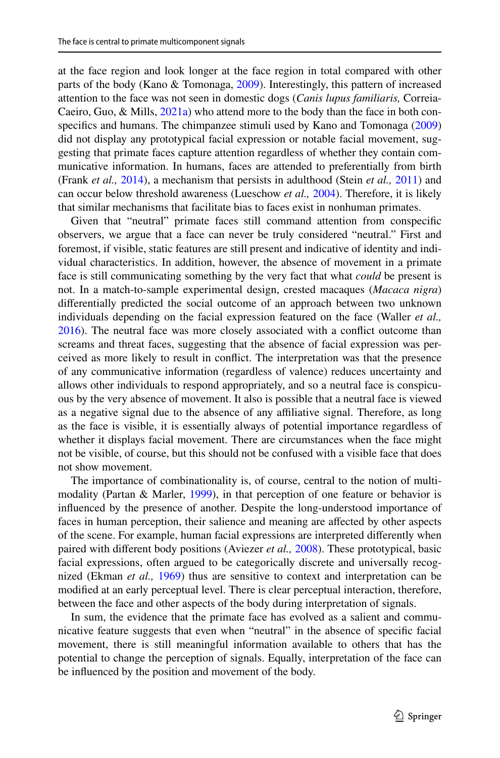at the face region and look longer at the face region in total compared with other parts of the body (Kano & Tomonaga, 2009). Interestingly, this pattern of increased attention to the face was not seen in domestic dogs (*Canis lupus familiaris,* Correia-Caeiro, Guo, & Mills, 2021a) who attend more to the body than the face in both conspecifics and humans. The chimpanzee stimuli used by Kano and Tomonaga (2009) did not display any prototypical facial expression or notable facial movement, suggesting that primate faces capture attention regardless of whether they contain communicative information. In humans, faces are attended to preferentially from birth (Frank *et al.,* 2014), a mechanism that persists in adulthood (Stein *et al.,* 2011) and can occur below threshold awareness (Lueschow *et al.,* 2004). Therefore, it is likely that similar mechanisms that facilitate bias to faces exist in nonhuman primates.

Given that "neutral" primate faces still command attention from conspecific observers, we argue that a face can never be truly considered "neutral." First and foremost, if visible, static features are still present and indicative of identity and individual characteristics. In addition, however, the absence of movement in a primate face is still communicating something by the very fact that what *could* be present is not. In a match-to-sample experimental design, crested macaques (*Macaca nigra*) differentially predicted the social outcome of an approach between two unknown individuals depending on the facial expression featured on the face (Waller *et al.,* 2016). The neutral face was more closely associated with a conflict outcome than screams and threat faces, suggesting that the absence of facial expression was perceived as more likely to result in conflict. The interpretation was that the presence of any communicative information (regardless of valence) reduces uncertainty and allows other individuals to respond appropriately, and so a neutral face is conspicuous by the very absence of movement. It also is possible that a neutral face is viewed as a negative signal due to the absence of any affiliative signal. Therefore, as long as the face is visible, it is essentially always of potential importance regardless of whether it displays facial movement. There are circumstances when the face might not be visible, of course, but this should not be confused with a visible face that does not show movement.

The importance of combinationality is, of course, central to the notion of multimodality (Partan & Marler, 1999), in that perception of one feature or behavior is influenced by the presence of another. Despite the long-understood importance of faces in human perception, their salience and meaning are affected by other aspects of the scene. For example, human facial expressions are interpreted differently when paired with different body positions (Aviezer *et al.,* 2008). These prototypical, basic facial expressions, often argued to be categorically discrete and universally recognized (Ekman *et al.,* 1969) thus are sensitive to context and interpretation can be modified at an early perceptual level. There is clear perceptual interaction, therefore, between the face and other aspects of the body during interpretation of signals.

In sum, the evidence that the primate face has evolved as a salient and communicative feature suggests that even when "neutral" in the absence of specific facial movement, there is still meaningful information available to others that has the potential to change the perception of signals. Equally, interpretation of the face can be influenced by the position and movement of the body.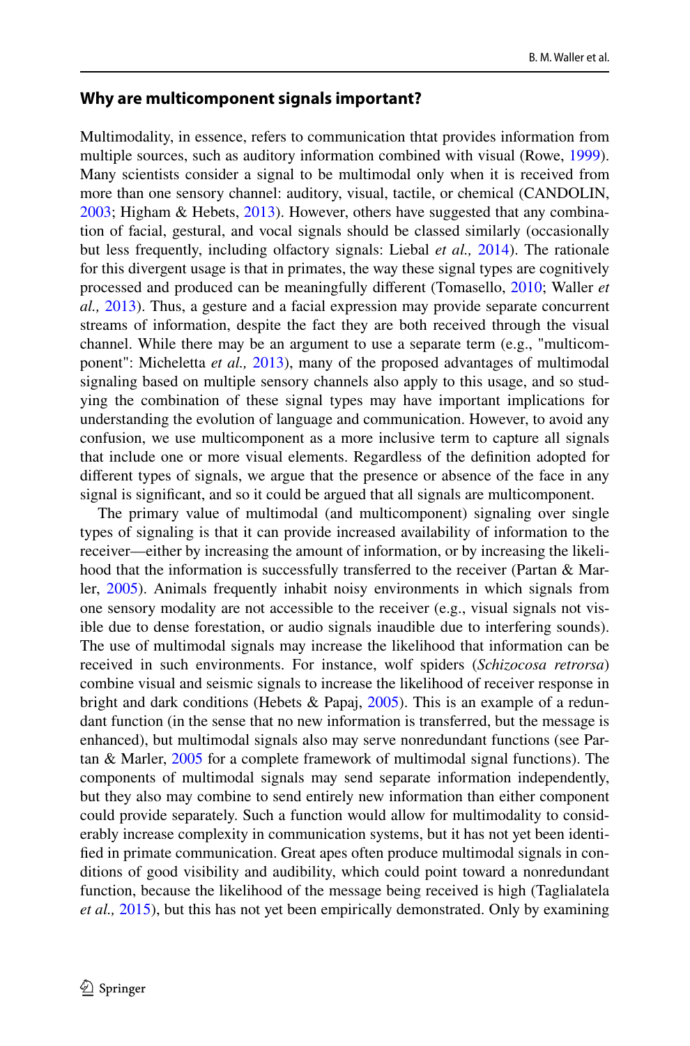## Why are multicomponent signals important?

Multimodality, in essence, refers to communication thtat provides information from multiple sources, such as auditory information combined with visual (Rowe, 1999). Many scientists consider a signal to be multimodal only when it is received from more than one sensory channel: auditory, visual, tactile, or chemical (CANDOLIN, 2003; Higham & Hebets, 2013). However, others have suggested that any combination of facial, gestural, and vocal signals should be classed similarly (occasionally but less frequently, including olfactory signals: Liebal *et al.,* 2014). The rationale for this divergent usage is that in primates, the way these signal types are cognitively processed and produced can be meaningfully different (Tomasello, 2010; Waller *et al.,* 2013). Thus, a gesture and a facial expression may provide separate concurrent streams of information, despite the fact they are both received through the visual channel. While there may be an argument to use a separate term (e.g., "multicomponent": Micheletta *et al.,* 2013), many of the proposed advantages of multimodal signaling based on multiple sensory channels also apply to this usage, and so studying the combination of these signal types may have important implications for understanding the evolution of language and communication. However, to avoid any confusion, we use multicomponent as a more inclusive term to capture all signals that include one or more visual elements. Regardless of the definition adopted for different types of signals, we argue that the presence or absence of the face in any signal is significant, and so it could be argued that all signals are multicomponent.

The primary value of multimodal (and multicomponent) signaling over single types of signaling is that it can provide increased availability of information to the receiver—either by increasing the amount of information, or by increasing the likelihood that the information is successfully transferred to the receiver (Partan & Marler, 2005). Animals frequently inhabit noisy environments in which signals from one sensory modality are not accessible to the receiver (e.g., visual signals not visible due to dense forestation, or audio signals inaudible due to interfering sounds). The use of multimodal signals may increase the likelihood that information can be received in such environments. For instance, wolf spiders (*Schizocosa retrorsa*) combine visual and seismic signals to increase the likelihood of receiver response in bright and dark conditions (Hebets & Papaj, 2005). This is an example of a redundant function (in the sense that no new information is transferred, but the message is enhanced), but multimodal signals also may serve nonredundant functions (see Partan & Marler, 2005 for a complete framework of multimodal signal functions). The components of multimodal signals may send separate information independently, but they also may combine to send entirely new information than either component could provide separately. Such a function would allow for multimodality to considerably increase complexity in communication systems, but it has not yet been identified in primate communication. Great apes often produce multimodal signals in conditions of good visibility and audibility, which could point toward a nonredundant function, because the likelihood of the message being received is high (Taglialatela *et al.,* 2015), but this has not yet been empirically demonstrated. Only by examining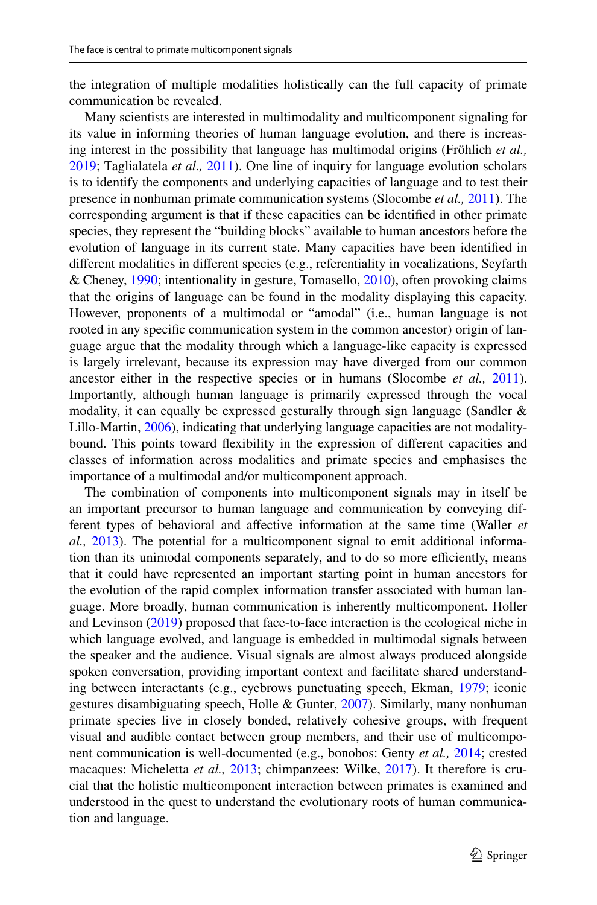the integration of multiple modalities holistically can the full capacity of primate communication be revealed.

Many scientists are interested in multimodality and multicomponent signaling for its value in informing theories of human language evolution, and there is increasing interest in the possibility that language has multimodal origins (Fröhlich *et al.,* 2019; Taglialatela *et al.,* 2011). One line of inquiry for language evolution scholars is to identify the components and underlying capacities of language and to test their presence in nonhuman primate communication systems (Slocombe *et al.,* 2011). The corresponding argument is that if these capacities can be identified in other primate species, they represent the "building blocks" available to human ancestors before the evolution of language in its current state. Many capacities have been identified in different modalities in different species (e.g., referentiality in vocalizations, Seyfarth & Cheney, 1990; intentionality in gesture, Tomasello, 2010), often provoking claims that the origins of language can be found in the modality displaying this capacity. However, proponents of a multimodal or "amodal" (i.e., human language is not rooted in any specific communication system in the common ancestor) origin of language argue that the modality through which a language-like capacity is expressed is largely irrelevant, because its expression may have diverged from our common ancestor either in the respective species or in humans (Slocombe *et al.,* 2011). Importantly, although human language is primarily expressed through the vocal modality, it can equally be expressed gesturally through sign language (Sandler & Lillo-Martin, 2006), indicating that underlying language capacities are not modality-bound. This points toward flexibility in the expression of different capacities and classes of information across modalities and primate species and emphasises the importance of a multimodal and/or multicomponent approach.

The combination of components into multicomponent signals may in itself be an important precursor to human language and communication by conveying different types of behavioral and affective information at the same time (Waller *et al.,* 2013). The potential for a multicomponent signal to emit additional information than its unimodal components separately, and to do so more efficiently, means that it could have represented an important starting point in human ancestors for the evolution of the rapid complex information transfer associated with human language. More broadly, human communication is inherently multicomponent. Holler and Levinson (2019) proposed that face-to-face interaction is the ecological niche in which language evolved, and language is embedded in multimodal signals between the speaker and the audience. Visual signals are almost always produced alongside spoken conversation, providing important context and facilitate shared understanding between interactants (e.g., eyebrows punctuating speech, Ekman, 1979; iconic gestures disambiguating speech, Holle & Gunter, 2007). Similarly, many nonhuman primate species live in closely bonded, relatively cohesive groups, with frequent visual and audible contact between group members, and their use of multicomponent communication is well-documented (e.g., bonobos: Genty *et al.,* 2014; crested macaques: Micheletta *et al.,* 2013; chimpanzees: Wilke, 2017). It therefore is crucial that the holistic multicomponent interaction between primates is examined and understood in the quest to understand the evolutionary roots of human communication and language.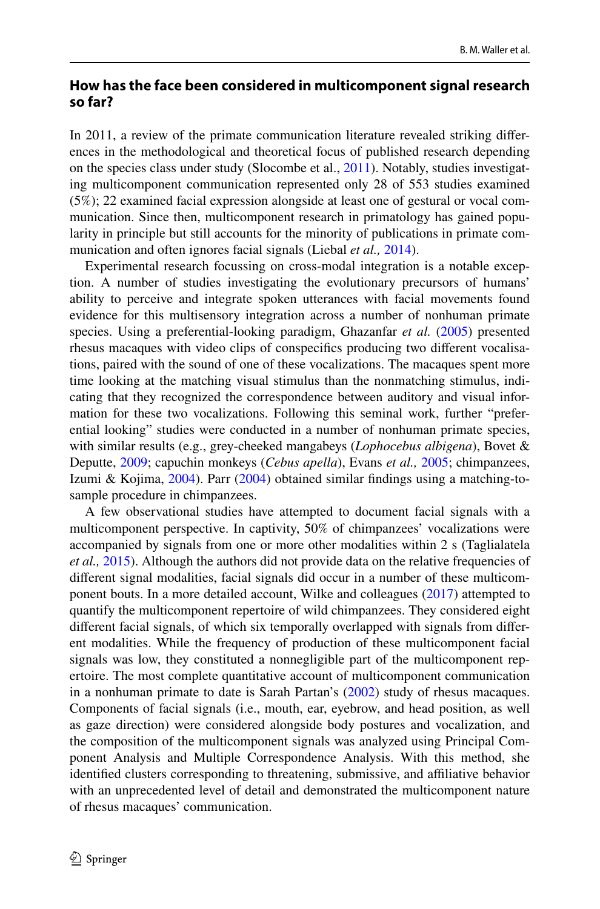## How has the face been considered in multicomponent signal research so far?

In 2011, a review of the primate communication literature revealed striking differences in the methodological and theoretical focus of published research depending on the species class under study (Slocombe et al., 2011). Notably, studies investigating multicomponent communication represented only 28 of 553 studies examined (5%); 22 examined facial expression alongside at least one of gestural or vocal communication. Since then, multicomponent research in primatology has gained popularity in principle but still accounts for the minority of publications in primate communication and often ignores facial signals (Liebal *et al.,* 2014).

Experimental research focussing on cross-modal integration is a notable exception. A number of studies investigating the evolutionary precursors of humans' ability to perceive and integrate spoken utterances with facial movements found evidence for this multisensory integration across a number of nonhuman primate species. Using a preferential-looking paradigm, Ghazanfar *et al.* (2005) presented rhesus macaques with video clips of conspecifics producing two different vocalisations, paired with the sound of one of these vocalizations. The macaques spent more time looking at the matching visual stimulus than the nonmatching stimulus, indicating that they recognized the correspondence between auditory and visual information for these two vocalizations. Following this seminal work, further "preferential looking" studies were conducted in a number of nonhuman primate species, with similar results (e.g., grey-cheeked mangabeys (*Lophocebus albigena*), Bovet & Deputte, 2009; capuchin monkeys (*Cebus apella*), Evans *et al.,* 2005; chimpanzees, Izumi & Kojima, 2004). Parr (2004) obtained similar findings using a matching-to-sample procedure in chimpanzees.

A few observational studies have attempted to document facial signals with a multicomponent perspective. In captivity, 50% of chimpanzees' vocalizations were accompanied by signals from one or more other modalities within 2 s (Taglialatela *et al.,* 2015). Although the authors did not provide data on the relative frequencies of different signal modalities, facial signals did occur in a number of these multicomponent bouts. In a more detailed account, Wilke and colleagues (2017) attempted to quantify the multicomponent repertoire of wild chimpanzees. They considered eight different facial signals, of which six temporally overlapped with signals from different modalities. While the frequency of production of these multicomponent facial signals was low, they constituted a nonnegligible part of the multicomponent repertoire. The most complete quantitative account of multicomponent communication in a nonhuman primate to date is Sarah Partan's (2002) study of rhesus macaques. Components of facial signals (i.e., mouth, ear, eyebrow, and head position, as well as gaze direction) were considered alongside body postures and vocalization, and the composition of the multicomponent signals was analyzed using Principal Component Analysis and Multiple Correspondence Analysis. With this method, she identified clusters corresponding to threatening, submissive, and affiliative behavior with an unprecedented level of detail and demonstrated the multicomponent nature of rhesus macaques' communication.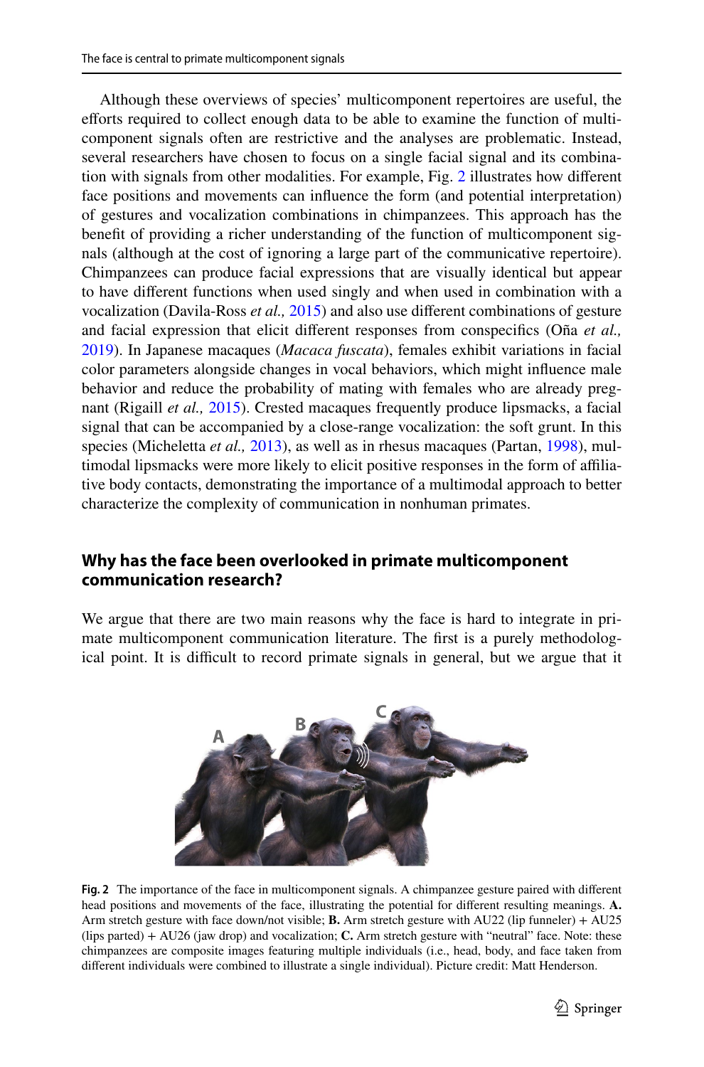Although these overviews of species' multicomponent repertoires are useful, the efforts required to collect enough data to be able to examine the function of multicomponent signals often are restrictive and the analyses are problematic. Instead, several researchers have chosen to focus on a single facial signal and its combination with signals from other modalities. For example, Fig. 2 illustrates how different face positions and movements can influence the form (and potential interpretation) of gestures and vocalization combinations in chimpanzees. This approach has the benefit of providing a richer understanding of the function of multicomponent signals (although at the cost of ignoring a large part of the communicative repertoire). Chimpanzees can produce facial expressions that are visually identical but appear to have different functions when used singly and when used in combination with a vocalization (Davila-Ross *et al.,* 2015) and also use different combinations of gesture and facial expression that elicit different responses from conspecifics (Oña *et al.,* 2019). In Japanese macaques (*Macaca fuscata*), females exhibit variations in facial color parameters alongside changes in vocal behaviors, which might influence male behavior and reduce the probability of mating with females who are already pregnant (Rigaill *et al.,* 2015). Crested macaques frequently produce lipsmacks, a facial signal that can be accompanied by a close-range vocalization: the soft grunt. In this species (Micheletta *et al.,* 2013), as well as in rhesus macaques (Partan, 1998), multimodal lipsmacks were more likely to elicit positive responses in the form of affiliative body contacts, demonstrating the importance of a multimodal approach to better characterize the complexity of communication in nonhuman primates.

## Why has the face been overlooked in primate multicomponent communication research?

We argue that there are two main reasons why the face is hard to integrate in primate multicomponent communication literature. The first is a purely methodological point. It is difficult to record primate signals in general, but we argue that it

**Fig. 2** The importance of the face in multicomponent signals. A chimpanzee gesture paired with different head positions and movements of the face, illustrating the potential for different resulting meanings. **A.** Arm stretch gesture with face down/not visible; **B.** Arm stretch gesture with AU22 (lip funneler) + AU25 (lips parted) + AU26 (jaw drop) and vocalization; **C.** Arm stretch gesture with "neutral" face. Note: these chimpanzees are composite images featuring multiple individuals (i.e., head, body, and face taken from different individuals were combined to illustrate a single individual). Picture credit: Matt Henderson.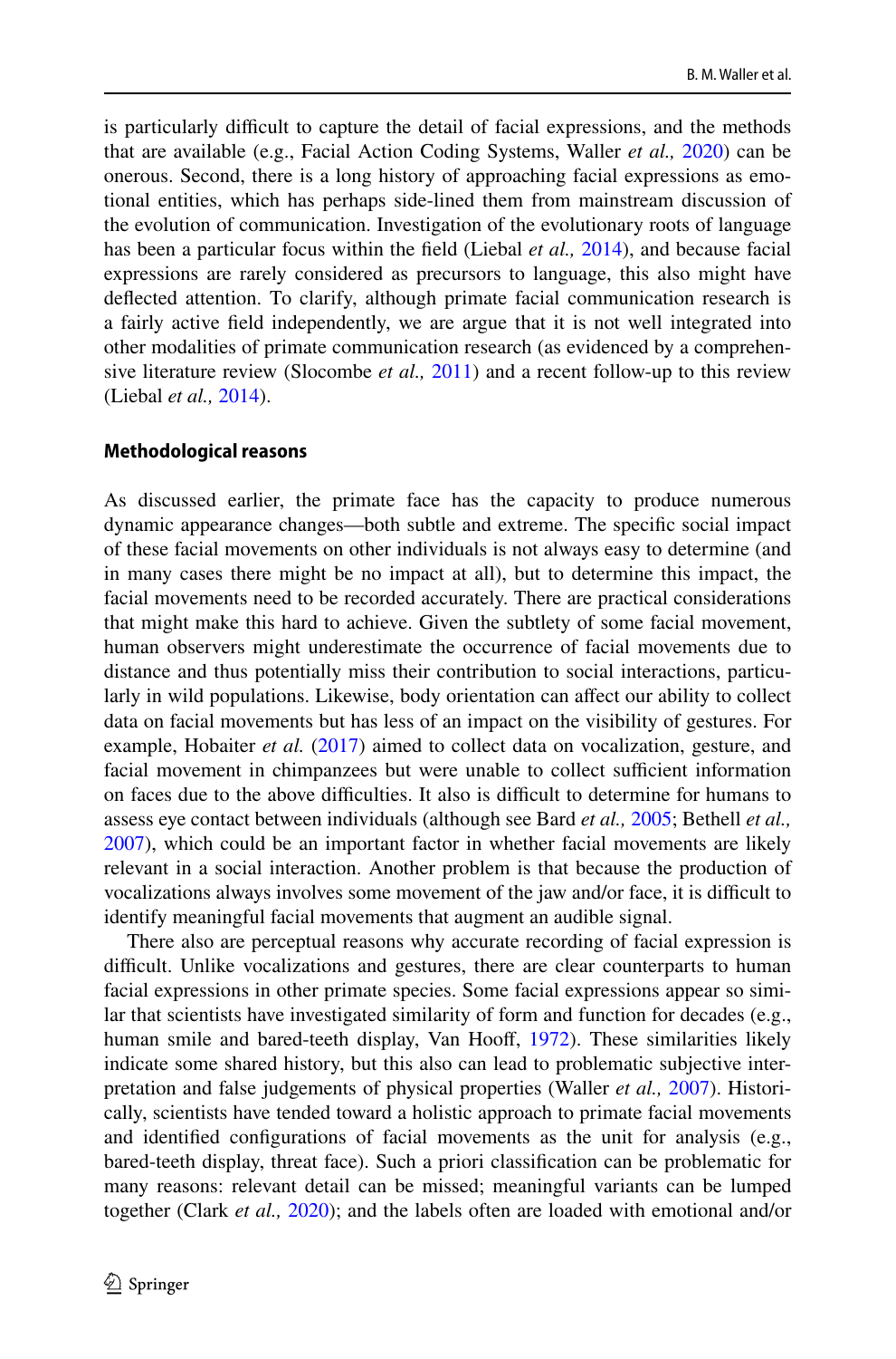is particularly difficult to capture the detail of facial expressions, and the methods that are available (e.g., Facial Action Coding Systems, Waller *et al.,* 2020) can be onerous. Second, there is a long history of approaching facial expressions as emotional entities, which has perhaps side-lined them from mainstream discussion of the evolution of communication. Investigation of the evolutionary roots of language has been a particular focus within the field (Liebal *et al.,* 2014), and because facial expressions are rarely considered as precursors to language, this also might have deflected attention. To clarify, although primate facial communication research is a fairly active field independently, we are argue that it is not well integrated into other modalities of primate communication research (as evidenced by a comprehensive literature review (Slocombe *et al.,* 2011) and a recent follow-up to this review (Liebal *et al.,* 2014).

#### Methodological reasons

As discussed earlier, the primate face has the capacity to produce numerous dynamic appearance changes—both subtle and extreme. The specific social impact of these facial movements on other individuals is not always easy to determine (and in many cases there might be no impact at all), but to determine this impact, the facial movements need to be recorded accurately. There are practical considerations that might make this hard to achieve. Given the subtlety of some facial movement, human observers might underestimate the occurrence of facial movements due to distance and thus potentially miss their contribution to social interactions, particularly in wild populations. Likewise, body orientation can affect our ability to collect data on facial movements but has less of an impact on the visibility of gestures. For example, Hobaiter *et al.* (2017) aimed to collect data on vocalization, gesture, and facial movement in chimpanzees but were unable to collect sufficient information on faces due to the above difficulties. It also is difficult to determine for humans to assess eye contact between individuals (although see Bard *et al.,* 2005; Bethell *et al.,* 2007), which could be an important factor in whether facial movements are likely relevant in a social interaction. Another problem is that because the production of vocalizations always involves some movement of the jaw and/or face, it is difficult to identify meaningful facial movements that augment an audible signal.

There also are perceptual reasons why accurate recording of facial expression is difficult. Unlike vocalizations and gestures, there are clear counterparts to human facial expressions in other primate species. Some facial expressions appear so similar that scientists have investigated similarity of form and function for decades (e.g., human smile and bared-teeth display, Van Hooff, 1972). These similarities likely indicate some shared history, but this also can lead to problematic subjective interpretation and false judgements of physical properties (Waller *et al.,* 2007). Historically, scientists have tended toward a holistic approach to primate facial movements and identified configurations of facial movements as the unit for analysis (e.g., bared-teeth display, threat face). Such a priori classification can be problematic for many reasons: relevant detail can be missed; meaningful variants can be lumped together (Clark *et al.,* 2020); and the labels often are loaded with emotional and/or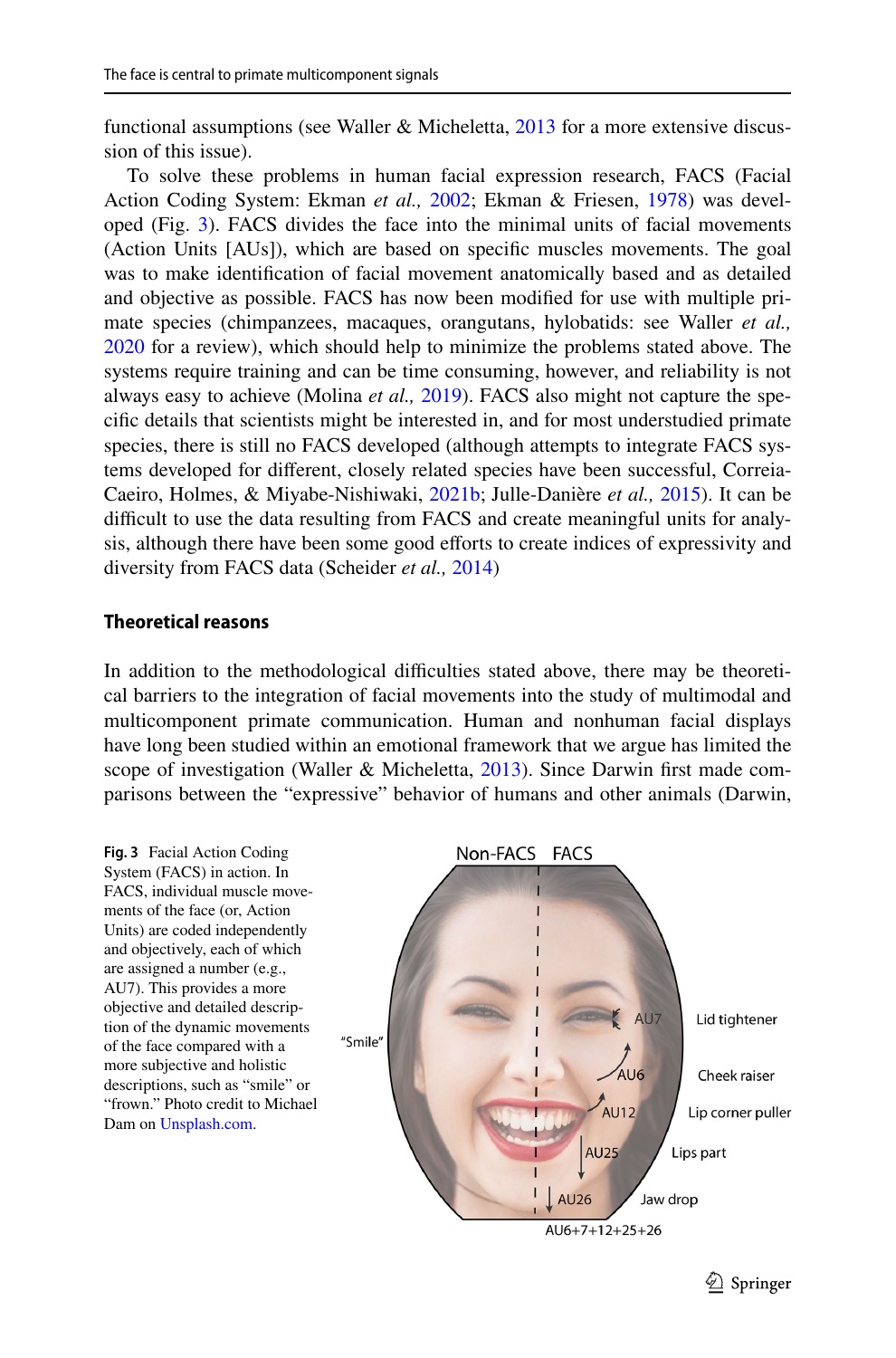functional assumptions (see Waller & Micheletta, 2013 for a more extensive discussion of this issue).

To solve these problems in human facial expression research, FACS (Facial Action Coding System: Ekman *et al.,* 2002; Ekman & Friesen, 1978) was developed (Fig. 3). FACS divides the face into the minimal units of facial movements (Action Units [AUs]), which are based on specific muscles movements. The goal was to make identification of facial movement anatomically based and as detailed and objective as possible. FACS has now been modified for use with multiple primate species (chimpanzees, macaques, orangutans, hylobatids: see Waller *et al.,* 2020 for a review), which should help to minimize the problems stated above. The systems require training and can be time consuming, however, and reliability is not always easy to achieve (Molina *et al.,* 2019). FACS also might not capture the specific details that scientists might be interested in, and for most understudied primate species, there is still no FACS developed (although attempts to integrate FACS systems developed for different, closely related species have been successful, Correia-Caeiro, Holmes, & Miyabe-Nishiwaki, 2021b; Julle-Danière *et al.,* 2015). It can be difficult to use the data resulting from FACS and create meaningful units for analysis, although there have been some good efforts to create indices of expressivity and diversity from FACS data (Scheider *et al.,* 2014)

### Theoretical reasons

In addition to the methodological difficulties stated above, there may be theoretical barriers to the integration of facial movements into the study of multimodal and multicomponent primate communication. Human and nonhuman facial displays have long been studied within an emotional framework that we argue has limited the scope of investigation (Waller & Micheletta, 2013). Since Darwin first made comparisons between the "expressive" behavior of humans and other animals (Darwin,

**Fig. 3** Facial Action Coding System (FACS) in action. In FACS, individual muscle movements of the face (or, Action Units) are coded independently and objectively, each of which are assigned a number (e.g., AU7). This provides a more objective and detailed description of the dynamic movements of the face compared with a more subjective and holistic descriptions, such as "smile" or "frown." Photo credit to Michael Dam on Unsplash.com.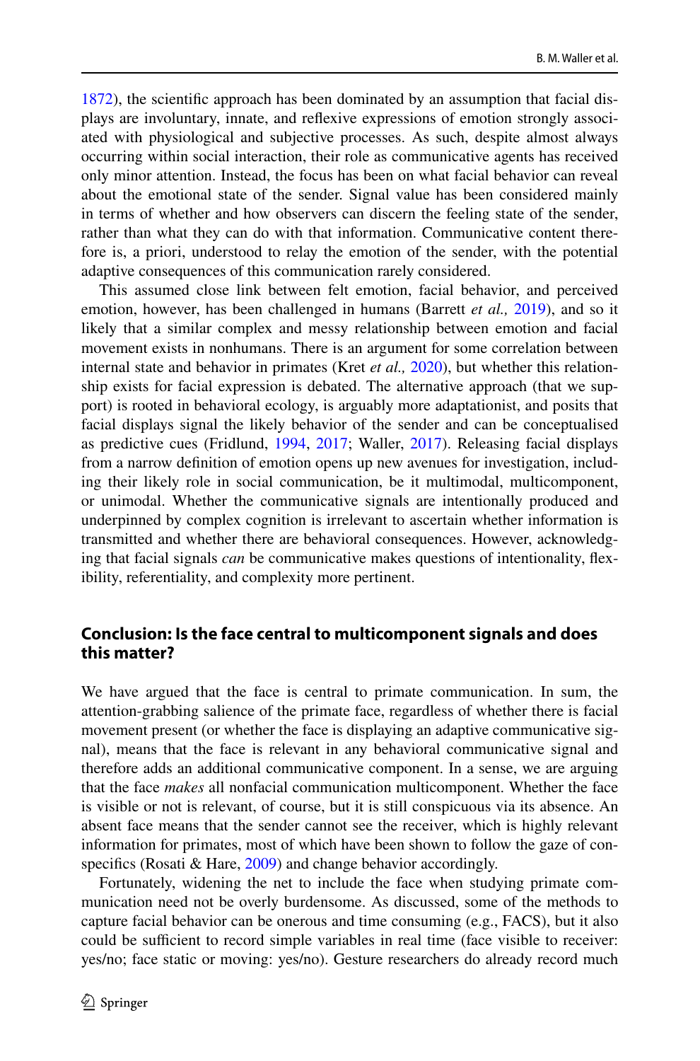1872), the scientific approach has been dominated by an assumption that facial displays are involuntary, innate, and reflexive expressions of emotion strongly associated with physiological and subjective processes. As such, despite almost always occurring within social interaction, their role as communicative agents has received only minor attention. Instead, the focus has been on what facial behavior can reveal about the emotional state of the sender. Signal value has been considered mainly in terms of whether and how observers can discern the feeling state of the sender, rather than what they can do with that information. Communicative content therefore is, a priori, understood to relay the emotion of the sender, with the potential adaptive consequences of this communication rarely considered.

This assumed close link between felt emotion, facial behavior, and perceived emotion, however, has been challenged in humans (Barrett *et al.,* 2019), and so it likely that a similar complex and messy relationship between emotion and facial movement exists in nonhumans. There is an argument for some correlation between internal state and behavior in primates (Kret *et al.,* 2020), but whether this relationship exists for facial expression is debated. The alternative approach (that we support) is rooted in behavioral ecology, is arguably more adaptationist, and posits that facial displays signal the likely behavior of the sender and can be conceptualised as predictive cues (Fridlund, 1994, 2017; Waller, 2017). Releasing facial displays from a narrow definition of emotion opens up new avenues for investigation, including their likely role in social communication, be it multimodal, multicomponent, or unimodal. Whether the communicative signals are intentionally produced and underpinned by complex cognition is irrelevant to ascertain whether information is transmitted and whether there are behavioral consequences. However, acknowledging that facial signals *can* be communicative makes questions of intentionality, flexibility, referentiality, and complexity more pertinent.

## Conclusion: Is the face central to multicomponent signals and does this matter?

We have argued that the face is central to primate communication. In sum, the attention-grabbing salience of the primate face, regardless of whether there is facial movement present (or whether the face is displaying an adaptive communicative signal), means that the face is relevant in any behavioral communicative signal and therefore adds an additional communicative component. In a sense, we are arguing that the face *makes* all nonfacial communication multicomponent. Whether the face is visible or not is relevant, of course, but it is still conspicuous via its absence. An absent face means that the sender cannot see the receiver, which is highly relevant information for primates, most of which have been shown to follow the gaze of conspecifics (Rosati & Hare, 2009) and change behavior accordingly.

Fortunately, widening the net to include the face when studying primate communication need not be overly burdensome. As discussed, some of the methods to capture facial behavior can be onerous and time consuming (e.g., FACS), but it also could be sufficient to record simple variables in real time (face visible to receiver: yes/no; face static or moving: yes/no). Gesture researchers do already record much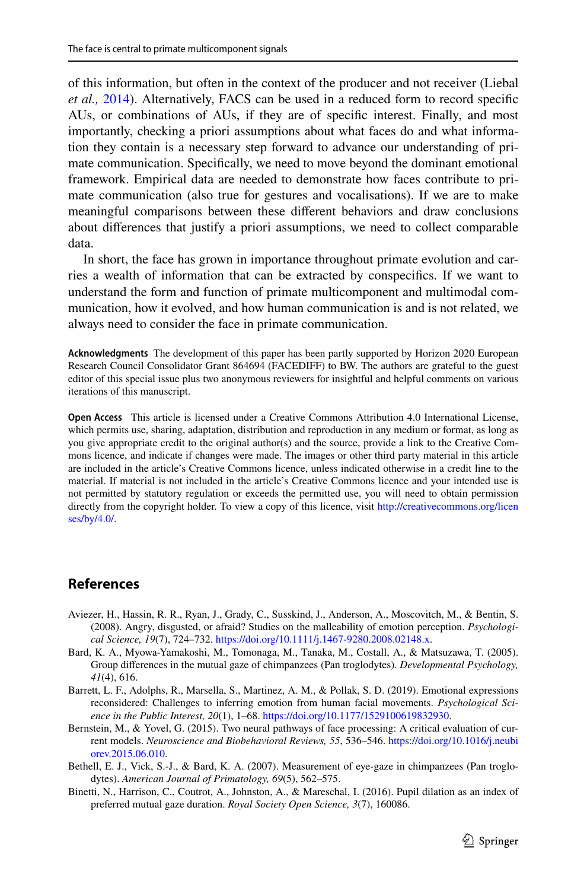of this information, but often in the context of the producer and not receiver (Liebal *et al.,* 2014). Alternatively, FACS can be used in a reduced form to record specific AUs, or combinations of AUs, if they are of specific interest. Finally, and most importantly, checking a priori assumptions about what faces do and what information they contain is a necessary step forward to advance our understanding of primate communication. Specifically, we need to move beyond the dominant emotional framework. Empirical data are needed to demonstrate how faces contribute to primate communication (also true for gestures and vocalisations). If we are to make meaningful comparisons between these different behaviors and draw conclusions about differences that justify a priori assumptions, we need to collect comparable data.

In short, the face has grown in importance throughout primate evolution and carries a wealth of information that can be extracted by conspecifics. If we want to understand the form and function of primate multicomponent and multimodal communication, how it evolved, and how human communication is and is not related, we always need to consider the face in primate communication.

**Acknowledgments** The development of this paper has been partly supported by Horizon 2020 European Research Council Consolidator Grant 864694 (FACEDIFF) to BW. The authors are grateful to the guest editor of this special issue plus two anonymous reviewers for insightful and helpful comments on various iterations of this manuscript.

**Open Access** This article is licensed under a Creative Commons Attribution 4.0 International License, which permits use, sharing, adaptation, distribution and reproduction in any medium or format, as long as you give appropriate credit to the original author(s) and the source, provide a link to the Creative Commons licence, and indicate if changes were made. The images or other third party material in this article are included in the article's Creative Commons licence, unless indicated otherwise in a credit line to the material. If material is not included in the article's Creative Commons licence and your intended use is not permitted by statutory regulation or exceeds the permitted use, you will need to obtain permission directly from the copyright holder. To view a copy of this licence, visit http://creativecommons.org/licenses/by/4.0/.

## References

Aviezer, H., Hassin, R. R., Ryan, J., Grady, C., Susskind, J., Anderson, A., Moscovitch, M., & Bentin, S. (2008). Angry, disgusted, or afraid? Studies on the malleability of emotion perception. *Psychological Science, 19*(7), 724–732. https://doi.org/10.1111/j.1467-9280.2008.02148.x.

Bard, K. A., Myowa-Yamakoshi, M., Tomonaga, M., Tanaka, M., Costall, A., & Matsuzawa, T. (2005). Group differences in the mutual gaze of chimpanzees (Pan troglodytes). *Developmental Psychology, 41*(4), 616.

Barrett, L. F., Adolphs, R., Marsella, S., Martinez, A. M., & Pollak, S. D. (2019). Emotional expressions reconsidered: Challenges to inferring emotion from human facial movements. *Psychological Science in the Public Interest, 20*(1), 1–68. https://doi.org/10.1177/1529100619832930.

Bernstein, M., & Yovel, G. (2015). Two neural pathways of face processing: A critical evaluation of current models. *Neuroscience and Biobehavioral Reviews, 55*, 536–546. https://doi.org/10.1016/j.neubiorev.2015.06.010.

Bethell, E. J., Vick, S.-J., & Bard, K. A. (2007). Measurement of eye-gaze in chimpanzees (Pan troglodytes). *American Journal of Primatology, 69*(5), 562–575.

Binetti, N., Harrison, C., Coutrot, A., Johnston, A., & Mareschal, I. (2016). Pupil dilation as an index of preferred mutual gaze duration. *Royal Society Open Science, 3*(7), 160086.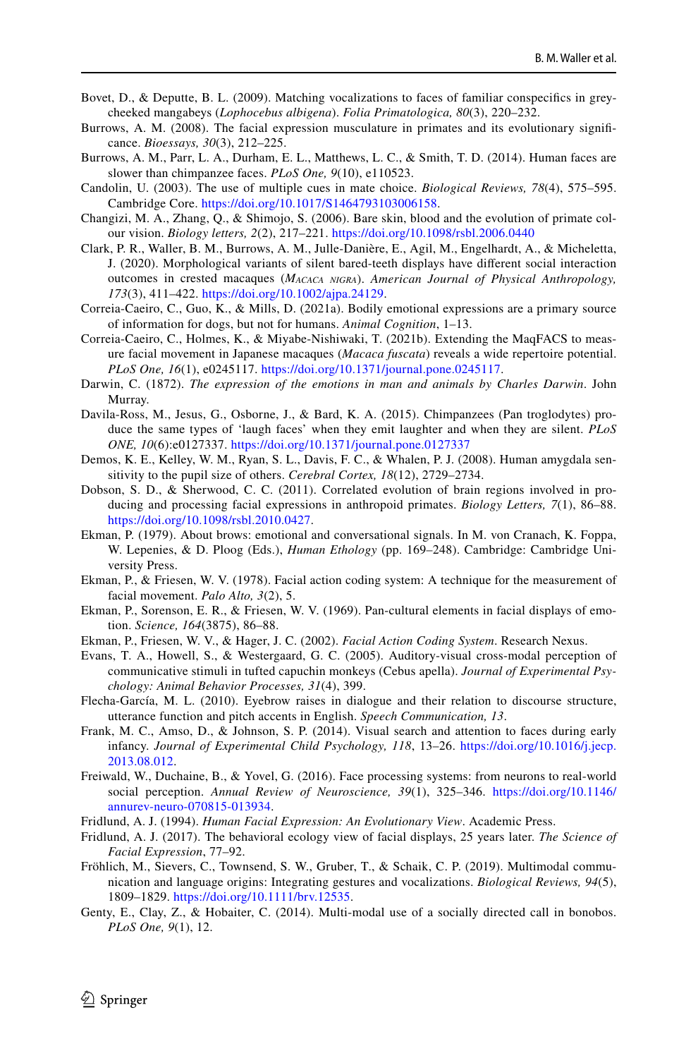Bovet, D., & Deputte, B. L. (2009). Matching vocalizations to faces of familiar conspecifics in grey-cheeked mangabeys (*Lophocebus albigena*). *Folia Primatologica, 80*(3), 220–232.

Burrows, A. M. (2008). The facial expression musculature in primates and its evolutionary significance. *Bioessays, 30*(3), 212–225.

Burrows, A. M., Parr, L. A., Durham, E. L., Matthews, L. C., & Smith, T. D. (2014). Human faces are slower than chimpanzee faces. *PLoS One, 9*(10), e110523.

Candolin, U. (2003). The use of multiple cues in mate choice. *Biological Reviews, 78*(4), 575–595. Cambridge Core. https://doi.org/10.1017/S1464793103006158.

Changizi, M. A., Zhang, Q., & Shimojo, S. (2006). Bare skin, blood and the evolution of primate colour vision. *Biology letters, 2*(2), 217–221. https://doi.org/10.1098/rsbl.2006.0440

Clark, P. R., Waller, B. M., Burrows, A. M., Julle-Danière, E., Agil, M., Engelhardt, A., & Micheletta, J. (2020). Morphological variants of silent bared-teeth displays have different social interaction outcomes in crested macaques (*Macaca nigra*). *American Journal of Physical Anthropology, 173*(3), 411–422. https://doi.org/10.1002/ajpa.24129.

Correia-Caeiro, C., Guo, K., & Mills, D. (2021a). Bodily emotional expressions are a primary source of information for dogs, but not for humans. *Animal Cognition*, 1–13.

Correia-Caeiro, C., Holmes, K., & Miyabe-Nishiwaki, T. (2021b). Extending the MaqFACS to measure facial movement in Japanese macaques (*Macaca fuscata*) reveals a wide repertoire potential. *PLoS One, 16*(1), e0245117. https://doi.org/10.1371/journal.pone.0245117.

Darwin, C. (1872). *The expression of the emotions in man and animals by Charles Darwin*. John Murray.

Davila-Ross, M., Jesus, G., Osborne, J., & Bard, K. A. (2015). Chimpanzees (Pan troglodytes) produce the same types of 'laugh faces' when they emit laughter and when they are silent. *PLoS ONE, 10*(6):e0127337. https://doi.org/10.1371/journal.pone.0127337

Demos, K. E., Kelley, W. M., Ryan, S. L., Davis, F. C., & Whalen, P. J. (2008). Human amygdala sensitivity to the pupil size of others. *Cerebral Cortex, 18*(12), 2729–2734.

Dobson, S. D., & Sherwood, C. C. (2011). Correlated evolution of brain regions involved in producing and processing facial expressions in anthropoid primates. *Biology Letters, 7*(1), 86–88. https://doi.org/10.1098/rsbl.2010.0427.

Ekman, P. (1979). About brows: emotional and conversational signals. In M. von Cranach, K. Foppa, W. Lepenies, & D. Ploog (Eds.), *Human Ethology* (pp. 169–248). Cambridge: Cambridge University Press.

Ekman, P., & Friesen, W. V. (1978). Facial action coding system: A technique for the measurement of facial movement. *Palo Alto, 3*(2), 5.

Ekman, P., Sorenson, E. R., & Friesen, W. V. (1969). Pan-cultural elements in facial displays of emotion. *Science, 164*(3875), 86–88.

Ekman, P., Friesen, W. V., & Hager, J. C. (2002). *Facial Action Coding System*. Research Nexus.

Evans, T. A., Howell, S., & Westergaard, G. C. (2005). Auditory-visual cross-modal perception of communicative stimuli in tufted capuchin monkeys (Cebus apella). *Journal of Experimental Psychology: Animal Behavior Processes, 31*(4), 399.

Flecha-García, M. L. (2010). Eyebrow raises in dialogue and their relation to discourse structure, utterance function and pitch accents in English. *Speech Communication, 13*.

Frank, M. C., Amso, D., & Johnson, S. P. (2014). Visual search and attention to faces during early infancy. *Journal of Experimental Child Psychology, 118*, 13–26. https://doi.org/10.1016/j.jecp.2013.08.012.

Freiwald, W., Duchaine, B., & Yovel, G. (2016). Face processing systems: from neurons to real-world social perception. *Annual Review of Neuroscience, 39*(1), 325–346. https://doi.org/10.1146/annurev-neuro-070815-013934.

Fridlund, A. J. (1994). *Human Facial Expression: An Evolutionary View*. Academic Press.

Fridlund, A. J. (2017). The behavioral ecology view of facial displays, 25 years later. *The Science of Facial Expression*, 77–92.

Fröhlich, M., Sievers, C., Townsend, S. W., Gruber, T., & Schaik, C. P. (2019). Multimodal communication and language origins: Integrating gestures and vocalizations. *Biological Reviews, 94*(5), 1809–1829. https://doi.org/10.1111/brv.12535.

Genty, E., Clay, Z., & Hobaiter, C. (2014). Multi-modal use of a socially directed call in bonobos. *PLoS One, 9*(1), 12.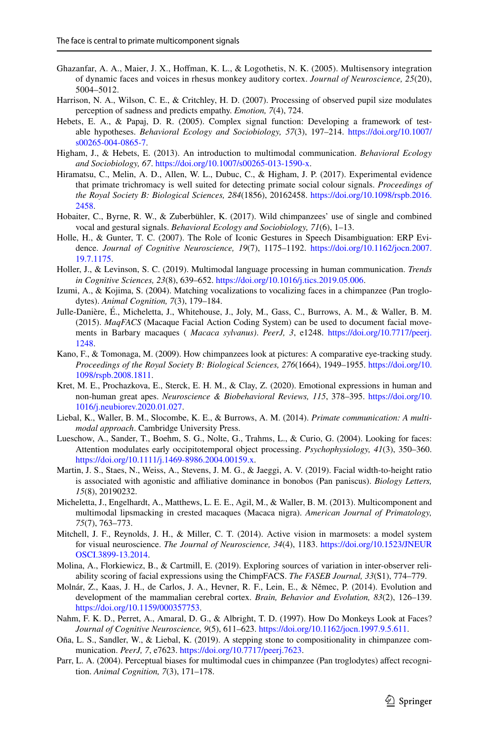Ghazanfar, A. A., Maier, J. X., Hoffman, K. L., & Logothetis, N. K. (2005). Multisensory integration of dynamic faces and voices in rhesus monkey auditory cortex. *Journal of Neuroscience, 25*(20), 5004–5012.

Harrison, N. A., Wilson, C. E., & Critchley, H. D. (2007). Processing of observed pupil size modulates perception of sadness and predicts empathy. *Emotion, 7*(4), 724.

Hebets, E. A., & Papaj, D. R. (2005). Complex signal function: Developing a framework of testable hypotheses. *Behavioral Ecology and Sociobiology, 57*(3), 197–214. https://doi.org/10.1007/s00265-004-0865-7.

Higham, J., & Hebets, E. (2013). An introduction to multimodal communication. *Behavioral Ecology and Sociobiology, 67*. https://doi.org/10.1007/s00265-013-1590-x.

Hiramatsu, C., Melin, A. D., Allen, W. L., Dubuc, C., & Higham, J. P. (2017). Experimental evidence that primate trichromacy is well suited for detecting primate social colour signals. *Proceedings of the Royal Society B: Biological Sciences, 284*(1856), 20162458. https://doi.org/10.1098/rspb.2016.2458.

Hobaiter, C., Byrne, R. W., & Zuberbühler, K. (2017). Wild chimpanzees' use of single and combined vocal and gestural signals. *Behavioral Ecology and Sociobiology, 71*(6), 1–13.

Holle, H., & Gunter, T. C. (2007). The Role of Iconic Gestures in Speech Disambiguation: ERP Evidence. *Journal of Cognitive Neuroscience, 19*(7), 1175–1192. https://doi.org/10.1162/jocn.2007.19.7.1175.

Holler, J., & Levinson, S. C. (2019). Multimodal language processing in human communication. *Trends in Cognitive Sciences, 23*(8), 639–652. https://doi.org/10.1016/j.tics.2019.05.006.

Izumi, A., & Kojima, S. (2004). Matching vocalizations to vocalizing faces in a chimpanzee (Pan troglodytes). *Animal Cognition, 7*(3), 179–184.

Julle-Danière, É., Micheletta, J., Whitehouse, J., Joly, M., Gass, C., Burrows, A. M., & Waller, B. M. (2015). *MaqFACS* (Macaque Facial Action Coding System) can be used to document facial movements in Barbary macaques ( *Macaca sylvanus*). *PeerJ, 3*, e1248. https://doi.org/10.7717/peerj.1248.

Kano, F., & Tomonaga, M. (2009). How chimpanzees look at pictures: A comparative eye-tracking study. *Proceedings of the Royal Society B: Biological Sciences, 276*(1664), 1949–1955. https://doi.org/10.1098/rspb.2008.1811.

Kret, M. E., Prochazkova, E., Sterck, E. H. M., & Clay, Z. (2020). Emotional expressions in human and non-human great apes. *Neuroscience & Biobehavioral Reviews, 115*, 378–395. https://doi.org/10.1016/j.neubiorev.2020.01.027.

Liebal, K., Waller, B. M., Slocombe, K. E., & Burrows, A. M. (2014). *Primate communication: A multimodal approach*. Cambridge University Press.

Lueschow, A., Sander, T., Boehm, S. G., Nolte, G., Trahms, L., & Curio, G. (2004). Looking for faces: Attention modulates early occipitotemporal object processing. *Psychophysiology, 41*(3), 350–360. https://doi.org/10.1111/j.1469-8986.2004.00159.x.

Martin, J. S., Staes, N., Weiss, A., Stevens, J. M. G., & Jaeggi, A. V. (2019). Facial width-to-height ratio is associated with agonistic and affiliative dominance in bonobos (Pan paniscus). *Biology Letters, 15*(8), 20190232.

Micheletta, J., Engelhardt, A., Matthews, L. E. E., Agil, M., & Waller, B. M. (2013). Multicomponent and multimodal lipsmacking in crested macaques (Macaca nigra). *American Journal of Primatology, 75*(7), 763–773.

Mitchell, J. F., Reynolds, J. H., & Miller, C. T. (2014). Active vision in marmosets: a model system for visual neuroscience. *The Journal of Neuroscience, 34*(4), 1183. https://doi.org/10.1523/JNEUROSCI.3899-13.2014.

Molina, A., Florkiewicz, B., & Cartmill, E. (2019). Exploring sources of variation in inter-observer reliability scoring of facial expressions using the ChimpFACS. *The FASEB Journal, 33*(S1), 774–779.

Molnár, Z., Kaas, J. H., de Carlos, J. A., Hevner, R. F., Lein, E., & Němec, P. (2014). Evolution and development of the mammalian cerebral cortex. *Brain, Behavior and Evolution, 83*(2), 126–139. https://doi.org/10.1159/000357753.

Nahm, F. K. D., Perret, A., Amaral, D. G., & Albright, T. D. (1997). How Do Monkeys Look at Faces? *Journal of Cognitive Neuroscience, 9*(5), 611–623. https://doi.org/10.1162/jocn.1997.9.5.611.

Oña, L. S., Sandler, W., & Liebal, K. (2019). A stepping stone to compositionality in chimpanzee communication. *PeerJ, 7*, e7623. https://doi.org/10.7717/peerj.7623.

Parr, L. A. (2004). Perceptual biases for multimodal cues in chimpanzee (Pan troglodytes) affect recognition. *Animal Cognition, 7*(3), 171–178.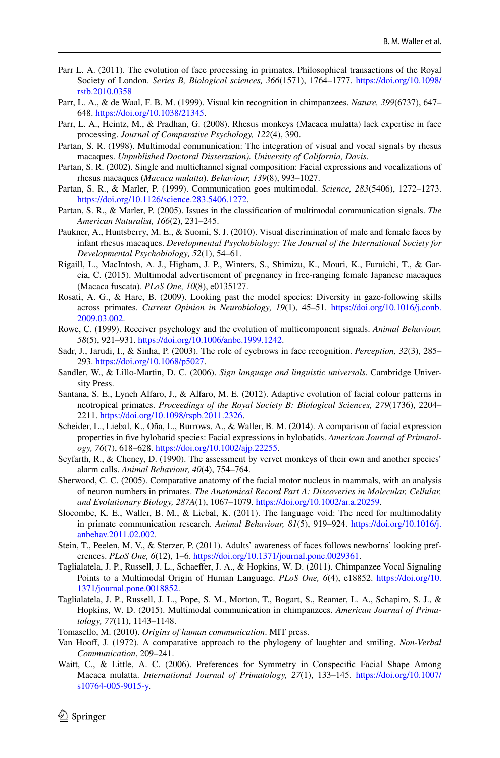Parr L. A. (2011). The evolution of face processing in primates. Philosophical transactions of the Royal Society of London. *Series B, Biological sciences, 366*(1571), 1764–1777. https://doi.org/10.1098/rstb.2010.0358

Parr, L. A., & de Waal, F. B. M. (1999). Visual kin recognition in chimpanzees. *Nature, 399*(6737), 647–648. https://doi.org/10.1038/21345.

Parr, L. A., Heintz, M., & Pradhan, G. (2008). Rhesus monkeys (Macaca mulatta) lack expertise in face processing. *Journal of Comparative Psychology, 122*(4), 390.

Partan, S. R. (1998). Multimodal communication: The integration of visual and vocal signals by rhesus macaques. *Unpublished Doctoral Dissertation). University of California, Davis*.

Partan, S. R. (2002). Single and multichannel signal composition: Facial expressions and vocalizations of rhesus macaques (*Macaca mulatta*). *Behaviour, 139*(8), 993–1027.

Partan, S. R., & Marler, P. (1999). Communication goes multimodal. *Science, 283*(5406), 1272–1273. https://doi.org/10.1126/science.283.5406.1272.

Partan, S. R., & Marler, P. (2005). Issues in the classification of multimodal communication signals. *The American Naturalist, 166*(2), 231–245.

Paukner, A., Huntsberry, M. E., & Suomi, S. J. (2010). Visual discrimination of male and female faces by infant rhesus macaques. *Developmental Psychobiology: The Journal of the International Society for Developmental Psychobiology, 52*(1), 54–61.

Rigaill, L., MacIntosh, A. J., Higham, J. P., Winters, S., Shimizu, K., Mouri, K., Furuichi, T., & Garcia, C. (2015). Multimodal advertisement of pregnancy in free-ranging female Japanese macaques (Macaca fuscata). *PLoS One, 10*(8), e0135127.

Rosati, A. G., & Hare, B. (2009). Looking past the model species: Diversity in gaze-following skills across primates. *Current Opinion in Neurobiology, 19*(1), 45–51. https://doi.org/10.1016/j.conb.2009.03.002.

Rowe, C. (1999). Receiver psychology and the evolution of multicomponent signals. *Animal Behaviour, 58*(5), 921–931. https://doi.org/10.1006/anbe.1999.1242.

Sadr, J., Jarudi, I., & Sinha, P. (2003). The role of eyebrows in face recognition. *Perception, 32*(3), 285–293. https://doi.org/10.1068/p5027.

Sandler, W., & Lillo-Martin, D. C. (2006). *Sign language and linguistic universals*. Cambridge University Press.

Santana, S. E., Lynch Alfaro, J., & Alfaro, M. E. (2012). Adaptive evolution of facial colour patterns in neotropical primates. *Proceedings of the Royal Society B: Biological Sciences, 279*(1736), 2204–2211. https://doi.org/10.1098/rspb.2011.2326.

Scheider, L., Liebal, K., Oña, L., Burrows, A., & Waller, B. M. (2014). A comparison of facial expression properties in five hylobatid species: Facial expressions in hylobatids. *American Journal of Primatology, 76*(7), 618–628. https://doi.org/10.1002/ajp.22255.

Seyfarth, R., & Cheney, D. (1990). The assessment by vervet monkeys of their own and another species' alarm calls. *Animal Behaviour, 40*(4), 754–764.

Sherwood, C. C. (2005). Comparative anatomy of the facial motor nucleus in mammals, with an analysis of neuron numbers in primates. *The Anatomical Record Part A: Discoveries in Molecular, Cellular, and Evolutionary Biology, 287A*(1), 1067–1079. https://doi.org/10.1002/ar.a.20259.

Slocombe, K. E., Waller, B. M., & Liebal, K. (2011). The language void: The need for multimodality in primate communication research. *Animal Behaviour, 81*(5), 919–924. https://doi.org/10.1016/j.anbehav.2011.02.002.

Stein, T., Peelen, M. V., & Sterzer, P. (2011). Adults' awareness of faces follows newborns' looking preferences. *PLoS One, 6*(12), 1–6. https://doi.org/10.1371/journal.pone.0029361.

Taglialatela, J. P., Russell, J. L., Schaeffer, J. A., & Hopkins, W. D. (2011). Chimpanzee Vocal Signaling Points to a Multimodal Origin of Human Language. *PLoS One, 6*(4), e18852. https://doi.org/10.1371/journal.pone.0018852.

Taglialatela, J. P., Russell, J. L., Pope, S. M., Morton, T., Bogart, S., Reamer, L. A., Schapiro, S. J., & Hopkins, W. D. (2015). Multimodal communication in chimpanzees. *American Journal of Primatology, 77*(11), 1143–1148.

Tomasello, M. (2010). *Origins of human communication*. MIT press.

Van Hooff, J. (1972). A comparative approach to the phylogeny of laughter and smiling. *Non-Verbal Communication*, 209–241.

Waitt, C., & Little, A. C. (2006). Preferences for Symmetry in Conspecific Facial Shape Among Macaca mulatta. *International Journal of Primatology, 27*(1), 133–145. https://doi.org/10.1007/s10764-005-9015-y.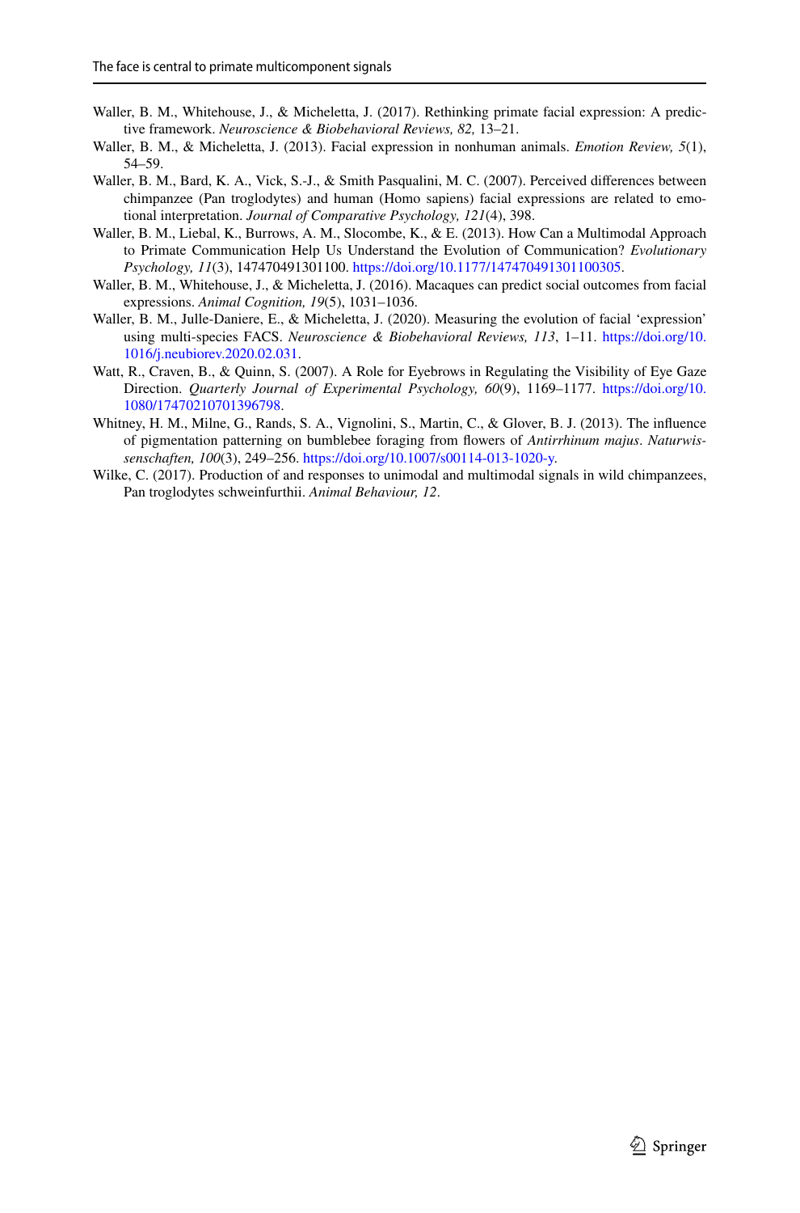Waller, B. M., Whitehouse, J., & Micheletta, J. (2017). Rethinking primate facial expression: A predictive framework. *Neuroscience & Biobehavioral Reviews, 82,* 13–21.

Waller, B. M., & Micheletta, J. (2013). Facial expression in nonhuman animals. *Emotion Review, 5*(1), 54–59.

Waller, B. M., Bard, K. A., Vick, S.-J., & Smith Pasqualini, M. C. (2007). Perceived differences between chimpanzee (Pan troglodytes) and human (Homo sapiens) facial expressions are related to emotional interpretation. *Journal of Comparative Psychology, 121*(4), 398.

Waller, B. M., Liebal, K., Burrows, A. M., Slocombe, K., & E. (2013). How Can a Multimodal Approach to Primate Communication Help Us Understand the Evolution of Communication? *Evolutionary Psychology, 11*(3), 147470491301100. https://doi.org/10.1177/147470491301100305.

Waller, B. M., Whitehouse, J., & Micheletta, J. (2016). Macaques can predict social outcomes from facial expressions. *Animal Cognition, 19*(5), 1031–1036.

Waller, B. M., Julle-Daniere, E., & Micheletta, J. (2020). Measuring the evolution of facial 'expression' using multi-species FACS. *Neuroscience & Biobehavioral Reviews, 113*, 1–11. https://doi.org/10.1016/j.neubiorev.2020.02.031.

Watt, R., Craven, B., & Quinn, S. (2007). A Role for Eyebrows in Regulating the Visibility of Eye Gaze Direction. *Quarterly Journal of Experimental Psychology, 60*(9), 1169–1177. https://doi.org/10.1080/17470210701396798.

Whitney, H. M., Milne, G., Rands, S. A., Vignolini, S., Martin, C., & Glover, B. J. (2013). The influence of pigmentation patterning on bumblebee foraging from flowers of *Antirrhinum majus*. *Naturwissenschaften, 100*(3), 249–256. https://doi.org/10.1007/s00114-013-1020-y.

Wilke, C. (2017). Production of and responses to unimodal and multimodal signals in wild chimpanzees, Pan troglodytes schweinfurthii. *Animal Behaviour, 12*.